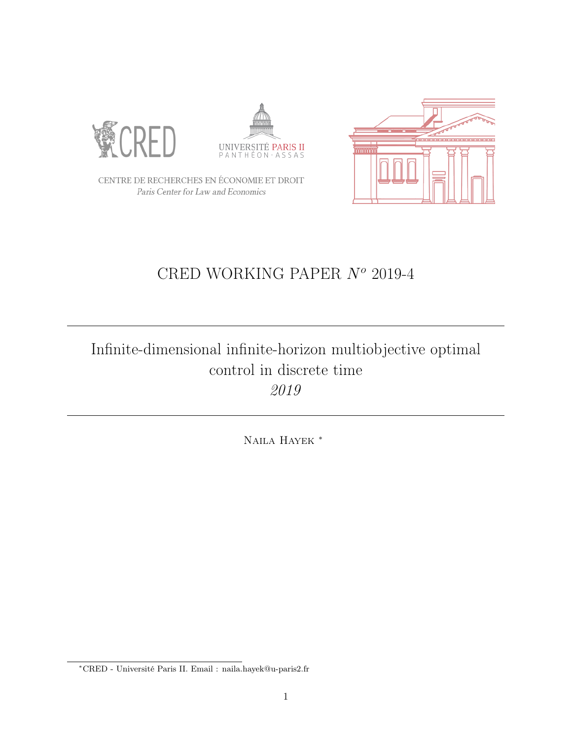CENTRE DE RECHERCHES EN ÉCONOMIE ET DROIT
*Paris Center for Law and Economics*

# CRED WORKING PAPER $N^o$ 2019-4

---

## Infinite-dimensional infinite-horizon multiobjective optimal control in discrete time

*2019*

---

Naila Hayek [*]

[*] CRED - Université Paris II. Email : naila.hayek@u-paris2.fr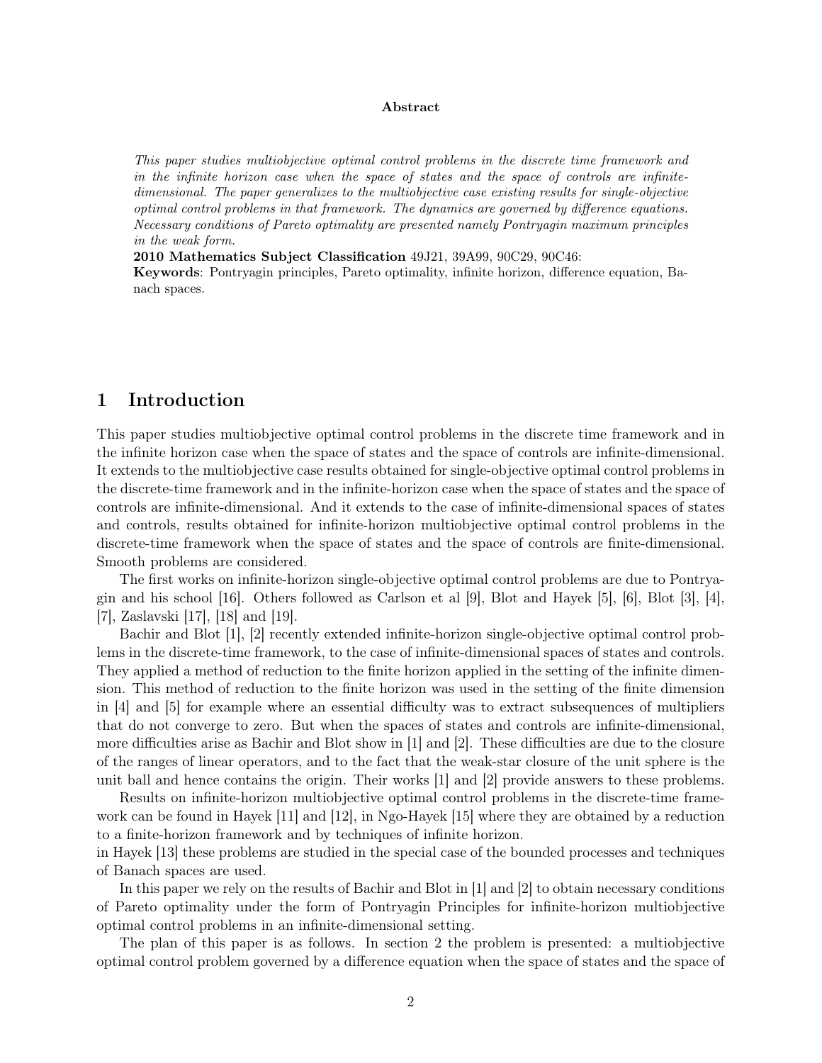**Abstract**

*This paper studies multiobjective optimal control problems in the discrete time framework and in the infinite horizon case when the space of states and the space of controls are infinite-dimensional. The paper generalizes to the multiobjective case existing results for single-objective optimal control problems in that framework. The dynamics are governed by difference equations. Necessary conditions of Pareto optimality are presented namely Pontryagin maximum principles in the weak form.*

**2010 Mathematics Subject Classification** 49J21, 39A99, 90C29, 90C46:

**Keywords**: Pontryagin principles, Pareto optimality, infinite horizon, difference equation, Banach spaces.

# 1 Introduction

This paper studies multiobjective optimal control problems in the discrete time framework and in the infinite horizon case when the space of states and the space of controls are infinite-dimensional. It extends to the multiobjective case results obtained for single-objective optimal control problems in the discrete-time framework and in the infinite-horizon case when the space of states and the space of controls are infinite-dimensional. And it extends to the case of infinite-dimensional spaces of states and controls, results obtained for infinite-horizon multiobjective optimal control problems in the discrete-time framework when the space of states and the space of controls are finite-dimensional. Smooth problems are considered.

The first works on infinite-horizon single-objective optimal control problems are due to Pontryagin and his school [16]. Others followed as Carlson et al [9], Blot and Hayek [5], [6], Blot [3], [4], [7], Zaslavski [17], [18] and [19].

Bachir and Blot [1], [2] recently extended infinite-horizon single-objective optimal control problems in the discrete-time framework, to the case of infinite-dimensional spaces of states and controls. They applied a method of reduction to the finite horizon applied in the setting of the infinite dimension. This method of reduction to the finite horizon was used in the setting of the finite dimension in [4] and [5] for example where an essential difficulty was to extract subsequences of multipliers that do not converge to zero. But when the spaces of states and controls are infinite-dimensional, more difficulties arise as Bachir and Blot show in [1] and [2]. These difficulties are due to the closure of the ranges of linear operators, and to the fact that the weak-star closure of the unit sphere is the unit ball and hence contains the origin. Their works [1] and [2] provide answers to these problems.

Results on infinite-horizon multiobjective optimal control problems in the discrete-time framework can be found in Hayek [11] and [12], in Ngo-Hayek [15] where they are obtained by a reduction to a finite-horizon framework and by techniques of infinite horizon.
in Hayek [13] these problems are studied in the special case of the bounded processes and techniques of Banach spaces are used.

In this paper we rely on the results of Bachir and Blot in [1] and [2] to obtain necessary conditions of Pareto optimality under the form of Pontryagin Principles for infinite-horizon multiobjective optimal control problems in an infinite-dimensional setting.

The plan of this paper is as follows. In section 2 the problem is presented: a multiobjective optimal control problem governed by a difference equation when the space of states and the space of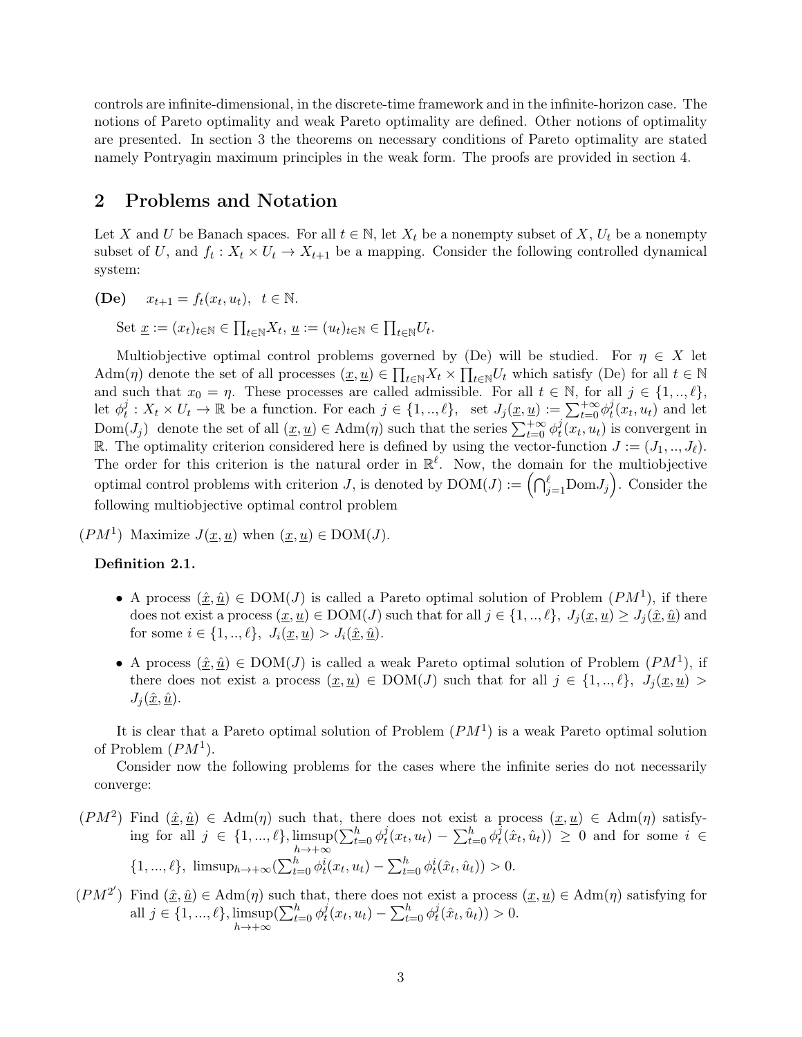controls are infinite-dimensional, in the discrete-time framework and in the infinite-horizon case. The notions of Pareto optimality and weak Pareto optimality are defined. Other notions of optimality are presented. In section 3 the theorems on necessary conditions of Pareto optimality are stated namely Pontryagin maximum principles in the weak form. The proofs are provided in section 4.

## 2 Problems and Notation

Let $X$ and $U$ be Banach spaces. For all $t \in \mathbb{N}$, let $X_t$ be a nonempty subset of $X$, $U_t$ be a nonempty subset of $U$, and $f_t : X_t \times U_t \to X_{t+1}$ be a mapping. Consider the following controlled dynamical system:

**(De)** $\quad x_{t+1} = f_t(x_t, u_t), \;\; t \in \mathbb{N}.$

Set $\underline{x} := (x_t)_{t\in\mathbb{N}} \in \prod_{t\in\mathbb{N}} X_t$, $\underline{u} := (u_t)_{t\in\mathbb{N}} \in \prod_{t\in\mathbb{N}} U_t$.

Multiobjective optimal control problems governed by (De) will be studied. For $\eta \in X$ let $\text{Adm}(\eta)$ denote the set of all processes $(\underline{x}, \underline{u}) \in \prod_{t\in\mathbb{N}} X_t \times \prod_{t\in\mathbb{N}} U_t$ which satisfy (De) for all $t \in \mathbb{N}$ and such that $x_0 = \eta$. These processes are called admissible. For all $t \in \mathbb{N}$, for all $j \in \{1, .., \ell\}$, let $\phi_t^j : X_t \times U_t \to \mathbb{R}$ be a function. For each $j \in \{1, .., \ell\}$, set $J_j(\underline{x}, \underline{u}) := \sum_{t=0}^{+\infty} \phi_t^j(x_t, u_t)$ and let $\text{Dom}(J_j)$ denote the set of all $(\underline{x}, \underline{u}) \in \text{Adm}(\eta)$ such that the series $\sum_{t=0}^{+\infty} \phi_t^j(x_t, u_t)$ is convergent in $\mathbb{R}$. The optimality criterion considered here is defined by using the vector-function $J := (J_1, .., J_\ell)$. The order for this criterion is the natural order in $\mathbb{R}^\ell$. Now, the domain for the multiobjective optimal control problems with criterion $J$, is denoted by $\text{DOM}(J) := \left(\bigcap_{j=1}^{\ell} \text{Dom} J_j\right)$. Consider the following multiobjective optimal control problem

$(PM^1)$ Maximize $J(\underline{x}, \underline{u})$ when $(\underline{x}, \underline{u}) \in \text{DOM}(J)$.

**Definition 2.1.**

- A process $(\hat{\underline{x}}, \hat{\underline{u}}) \in \text{DOM}(J)$ is called a Pareto optimal solution of Problem $(PM^1)$, if there does not exist a process $(\underline{x}, \underline{u}) \in \text{DOM}(J)$ such that for all $j \in \{1, .., \ell\}$, $J_j(\underline{x}, \underline{u}) \geq J_j(\hat{\underline{x}}, \hat{\underline{u}})$ and for some $i \in \{1, .., \ell\}$, $J_i(\underline{x}, \underline{u}) > J_i(\hat{\underline{x}}, \hat{\underline{u}})$.
- A process $(\hat{\underline{x}}, \hat{\underline{u}}) \in \text{DOM}(J)$ is called a weak Pareto optimal solution of Problem $(PM^1)$, if there does not exist a process $(\underline{x}, \underline{u}) \in \text{DOM}(J)$ such that for all $j \in \{1, .., \ell\}$, $J_j(\underline{x}, \underline{u}) > J_j(\hat{\underline{x}}, \hat{\underline{u}})$.

It is clear that a Pareto optimal solution of Problem $(PM^1)$ is a weak Pareto optimal solution of Problem $(PM^1)$.

Consider now the following problems for the cases where the infinite series do not necessarily converge:

$(PM^2)$ Find $(\hat{\underline{x}}, \hat{\underline{u}}) \in \text{Adm}(\eta)$ such that, there does not exist a process $(\underline{x}, \underline{u}) \in \text{Adm}(\eta)$ satisfying for all $j \in \{1, ..., \ell\}$, $\limsup_{h\to+\infty}\left(\sum_{t=0}^{h} \phi_t^j(x_t, u_t) - \sum_{t=0}^{h} \phi_t^j(\hat{x}_t, \hat{u}_t)\right) \geq 0$ and for some $i \in \{1, ..., \ell\}$, $\limsup_{h\to+\infty}\left(\sum_{t=0}^{h} \phi_t^i(x_t, u_t) - \sum_{t=0}^{h} \phi_t^i(\hat{x}_t, \hat{u}_t)\right) > 0$.

$(PM^{2'})$ Find $(\hat{\underline{x}}, \hat{\underline{u}}) \in \text{Adm}(\eta)$ such that, there does not exist a process $(\underline{x}, \underline{u}) \in \text{Adm}(\eta)$ satisfying for all $j \in \{1, ..., \ell\}$, $\limsup_{h\to+\infty}\left(\sum_{t=0}^{h} \phi_t^j(x_t, u_t) - \sum_{t=0}^{h} \phi_t^j(\hat{x}_t, \hat{u}_t)\right) > 0$.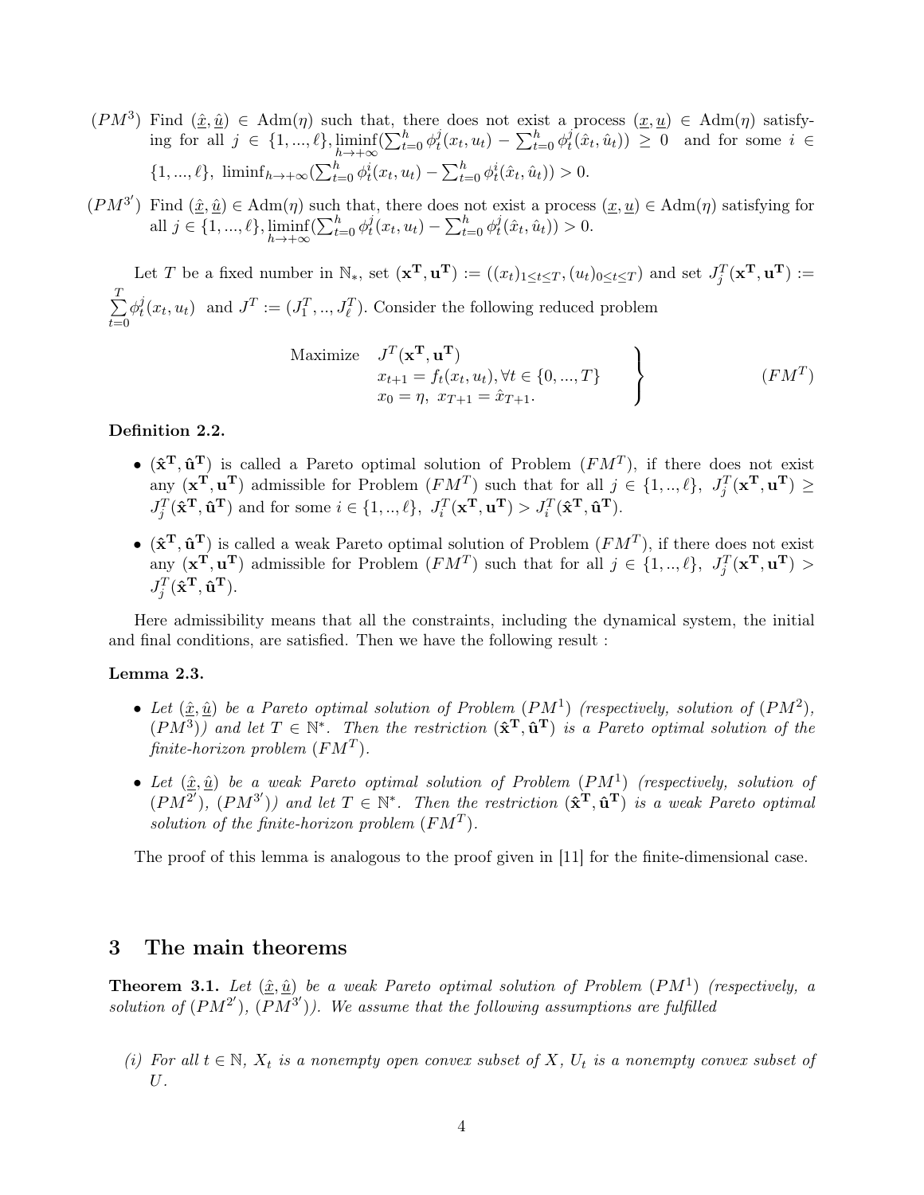$(PM^3)$ Find $(\underline{\hat{x}}, \underline{\hat{u}}) \in \mathrm{Adm}(\eta)$ such that, there does not exist a process $(\underline{x}, \underline{u}) \in \mathrm{Adm}(\eta)$ satisfying for all $j \in \{1, ..., \ell\}, \liminf\limits_{h \to +\infty}(\sum_{t=0}^{h} \phi_t^j(x_t, u_t) - \sum_{t=0}^{h} \phi_t^j(\hat{x}_t, \hat{u}_t)) \geq 0$ and for some $i \in \{1, ..., \ell\}$, $\liminf_{h \to +\infty}(\sum_{t=0}^{h} \phi_t^i(x_t, u_t) - \sum_{t=0}^{h} \phi_t^i(\hat{x}_t, \hat{u}_t)) > 0$.

$(PM^{3'})$ Find $(\underline{\hat{x}}, \underline{\hat{u}}) \in \mathrm{Adm}(\eta)$ such that, there does not exist a process $(\underline{x}, \underline{u}) \in \mathrm{Adm}(\eta)$ satisfying for all $j \in \{1, ..., \ell\}, \liminf\limits_{h \to +\infty}(\sum_{t=0}^{h} \phi_t^j(x_t, u_t) - \sum_{t=0}^{h} \phi_t^j(\hat{x}_t, \hat{u}_t)) > 0$.

Let $T$ be a fixed number in $\mathbb{N}_*$, set $(\mathbf{x^T}, \mathbf{u^T}) := ((x_t)_{1 \leq t \leq T}, (u_t)_{0 \leq t \leq T})$ and set $J_j^T(\mathbf{x^T}, \mathbf{u^T}) := \sum\limits_{t=0}^{T} \phi_t^j(x_t, u_t)$ and $J^T := (J_1^T, .., J_\ell^T)$. Consider the following reduced problem

$$
\left.
\begin{array}{ll}
\text{Maximize} & J^T(\mathbf{x^T}, \mathbf{u^T}) \\
& x_{t+1} = f_t(x_t, u_t), \forall t \in \{0, ..., T\} \\
& x_0 = \eta, \ x_{T+1} = \hat{x}_{T+1}.
\end{array}
\right\} \qquad (FM^T)
$$

**Definition 2.2.**

- $(\mathbf{\hat{x}^T}, \mathbf{\hat{u}^T})$ is called a Pareto optimal solution of Problem $(FM^T)$, if there does not exist any $(\mathbf{x^T}, \mathbf{u^T})$ admissible for Problem $(FM^T)$ such that for all $j \in \{1, .., \ell\}$, $J_j^T(\mathbf{x^T}, \mathbf{u^T}) \geq J_j^T(\mathbf{\hat{x}^T}, \mathbf{\hat{u}^T})$ and for some $i \in \{1, .., \ell\}$, $J_i^T(\mathbf{x^T}, \mathbf{u^T}) > J_i^T(\mathbf{\hat{x}^T}, \mathbf{\hat{u}^T})$.
- $(\mathbf{\hat{x}^T}, \mathbf{\hat{u}^T})$ is called a weak Pareto optimal solution of Problem $(FM^T)$, if there does not exist any $(\mathbf{x^T}, \mathbf{u^T})$ admissible for Problem $(FM^T)$ such that for all $j \in \{1, .., \ell\}$, $J_j^T(\mathbf{x^T}, \mathbf{u^T}) > J_j^T(\mathbf{\hat{x}^T}, \mathbf{\hat{u}^T})$.

Here admissibility means that all the constraints, including the dynamical system, the initial and final conditions, are satisfied. Then we have the following result :

**Lemma 2.3.**

- *Let $(\underline{\hat{x}}, \underline{\hat{u}})$ be a Pareto optimal solution of Problem $(PM^1)$ (respectively, solution of $(PM^2)$, $(PM^3)$) and let $T \in \mathbb{N}^*$. Then the restriction $(\mathbf{\hat{x}^T}, \mathbf{\hat{u}^T})$ is a Pareto optimal solution of the finite-horizon problem $(FM^T)$.*
- *Let $(\underline{\hat{x}}, \underline{\hat{u}})$ be a weak Pareto optimal solution of Problem $(PM^1)$ (respectively, solution of $(PM^{2'})$, $(PM^{3'})$) and let $T \in \mathbb{N}^*$. Then the restriction $(\mathbf{\hat{x}^T}, \mathbf{\hat{u}^T})$ is a weak Pareto optimal solution of the finite-horizon problem $(FM^T)$.*

The proof of this lemma is analogous to the proof given in [11] for the finite-dimensional case.

# 3 The main theorems

**Theorem 3.1.** *Let $(\underline{\hat{x}}, \underline{\hat{u}})$ be a weak Pareto optimal solution of Problem $(PM^1)$ (respectively, a solution of $(PM^{2'})$, $(PM^{3'})$). We assume that the following assumptions are fulfilled*

*(i) For all $t \in \mathbb{N}$, $X_t$ is a nonempty open convex subset of $X$, $U_t$ is a nonempty convex subset of $U$.*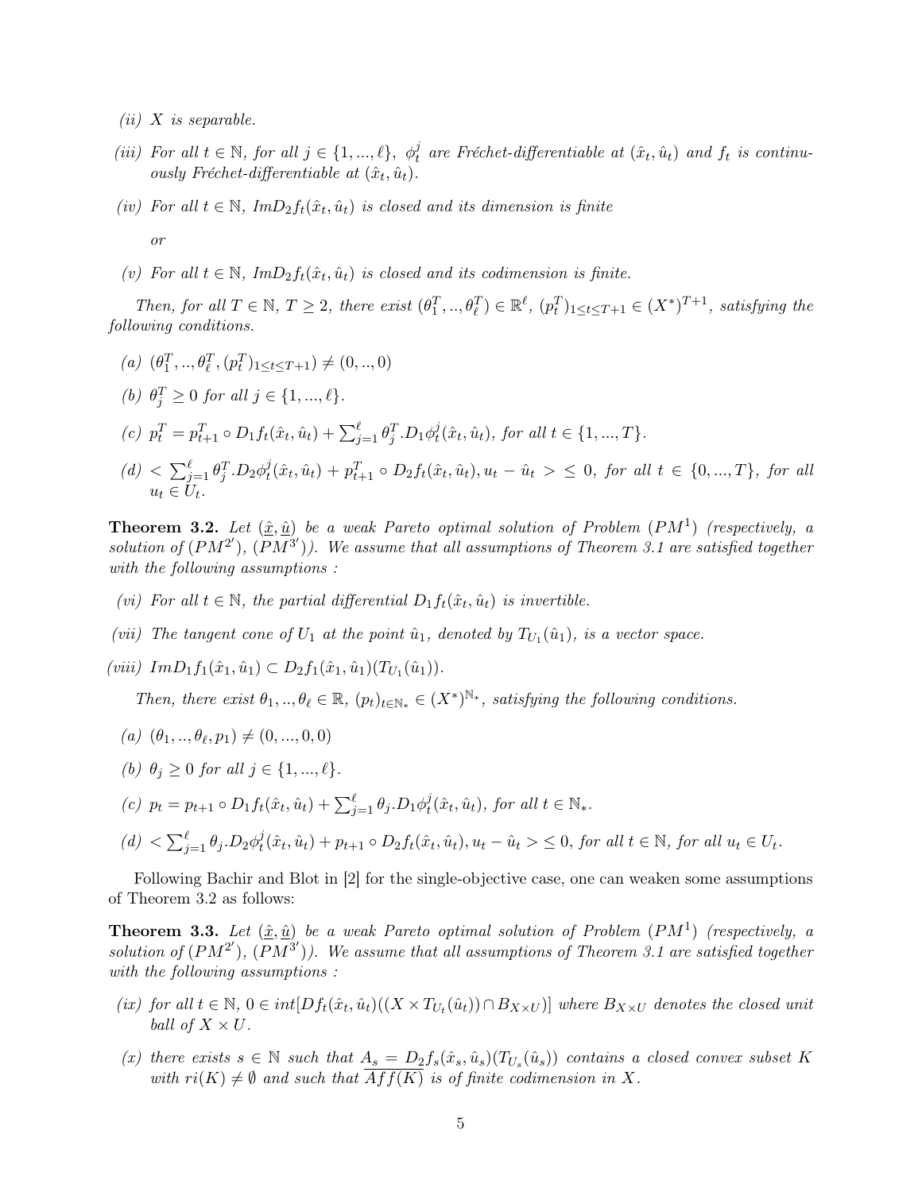*(ii) $X$ is separable.*

*(iii) For all $t \in \mathbb{N}$, for all $j \in \{1, ..., \ell\}$, $\phi_t^j$ are Fréchet-differentiable at $(\hat{x}_t, \hat{u}_t)$ and $f_t$ is continuously Fréchet-differentiable at $(\hat{x}_t, \hat{u}_t)$.*

*(iv) For all $t \in \mathbb{N}$, $ImD_2 f_t(\hat{x}_t, \hat{u}_t)$ is closed and its dimension is finite*

*or*

*(v) For all $t \in \mathbb{N}$, $ImD_2 f_t(\hat{x}_t, \hat{u}_t)$ is closed and its codimension is finite.*

*Then, for all $T \in \mathbb{N}$, $T \geq 2$, there exist $(\theta_1^T, .., \theta_\ell^T) \in \mathbb{R}^\ell$, $(p_t^T)_{1 \leq t \leq T+1} \in (X^*)^{T+1}$, satisfying the following conditions.*

*(a) $(\theta_1^T, .., \theta_\ell^T, (p_t^T)_{1 \leq t \leq T+1}) \neq (0, .., 0)$*

*(b) $\theta_j^T \geq 0$ for all $j \in \{1, ..., \ell\}$.*

*(c) $p_t^T = p_{t+1}^T \circ D_1 f_t(\hat{x}_t, \hat{u}_t) + \sum_{j=1}^{\ell} \theta_j^T . D_1 \phi_t^j(\hat{x}_t, \hat{u}_t)$, for all $t \in \{1, ..., T\}$.*

*(d) $< \sum_{j=1}^{\ell} \theta_j^T . D_2 \phi_t^j(\hat{x}_t, \hat{u}_t) + p_{t+1}^T \circ D_2 f_t(\hat{x}_t, \hat{u}_t), u_t - \hat{u}_t > \leq 0$, for all $t \in \{0, ..., T\}$, for all $u_t \in U_t$.*

**Theorem 3.2.** *Let $(\underline{\hat{x}}, \underline{\hat{u}})$ be a weak Pareto optimal solution of Problem $(PM^1)$ (respectively, a solution of $(PM^{2'})$, $(PM^{3'})$). We assume that all assumptions of Theorem 3.1 are satisfied together with the following assumptions :*

*(vi) For all $t \in \mathbb{N}$, the partial differential $D_1 f_t(\hat{x}_t, \hat{u}_t)$ is invertible.*

*(vii) The tangent cone of $U_1$ at the point $\hat{u}_1$, denoted by $T_{U_1}(\hat{u}_1)$, is a vector space.*

*(viii) $ImD_1 f_1(\hat{x}_1, \hat{u}_1) \subset D_2 f_1(\hat{x}_1, \hat{u}_1)(T_{U_1}(\hat{u}_1))$.*

*Then, there exist $\theta_1, .., \theta_\ell \in \mathbb{R}$, $(p_t)_{t \in \mathbb{N}_*} \in (X^*)^{\mathbb{N}_*}$, satisfying the following conditions.*

*(a) $(\theta_1, .., \theta_\ell, p_1) \neq (0, ..., 0, 0)$*

*(b) $\theta_j \geq 0$ for all $j \in \{1, ..., \ell\}$.*

*(c) $p_t = p_{t+1} \circ D_1 f_t(\hat{x}_t, \hat{u}_t) + \sum_{j=1}^{\ell} \theta_j . D_1 \phi_t^j(\hat{x}_t, \hat{u}_t)$, for all $t \in \mathbb{N}_*$.*

*(d) $< \sum_{j=1}^{\ell} \theta_j . D_2 \phi_t^j(\hat{x}_t, \hat{u}_t) + p_{t+1} \circ D_2 f_t(\hat{x}_t, \hat{u}_t), u_t - \hat{u}_t > \leq 0$, for all $t \in \mathbb{N}$, for all $u_t \in U_t$.*

Following Bachir and Blot in [2] for the single-objective case, one can weaken some assumptions of Theorem 3.2 as follows:

**Theorem 3.3.** *Let $(\underline{\hat{x}}, \underline{\hat{u}})$ be a weak Pareto optimal solution of Problem $(PM^1)$ (respectively, a solution of $(PM^{2'})$, $(PM^{3'})$). We assume that all assumptions of Theorem 3.1 are satisfied together with the following assumptions :*

*(ix) for all $t \in \mathbb{N}$, $0 \in int[Df_t(\hat{x}_t, \hat{u}_t)((X \times T_{U_t}(\hat{u}_t)) \cap B_{X \times U})]$ where $B_{X \times U}$ denotes the closed unit ball of $X \times U$.*

*(x) there exists $s \in \mathbb{N}$ such that $A_s = D_2 f_s(\hat{x}_s, \hat{u}_s)(T_{U_s}(\hat{u}_s))$ contains a closed convex subset $K$ with $ri(K) \neq \emptyset$ and such that $\overline{Aff(K)}$ is of finite codimension in $X$.*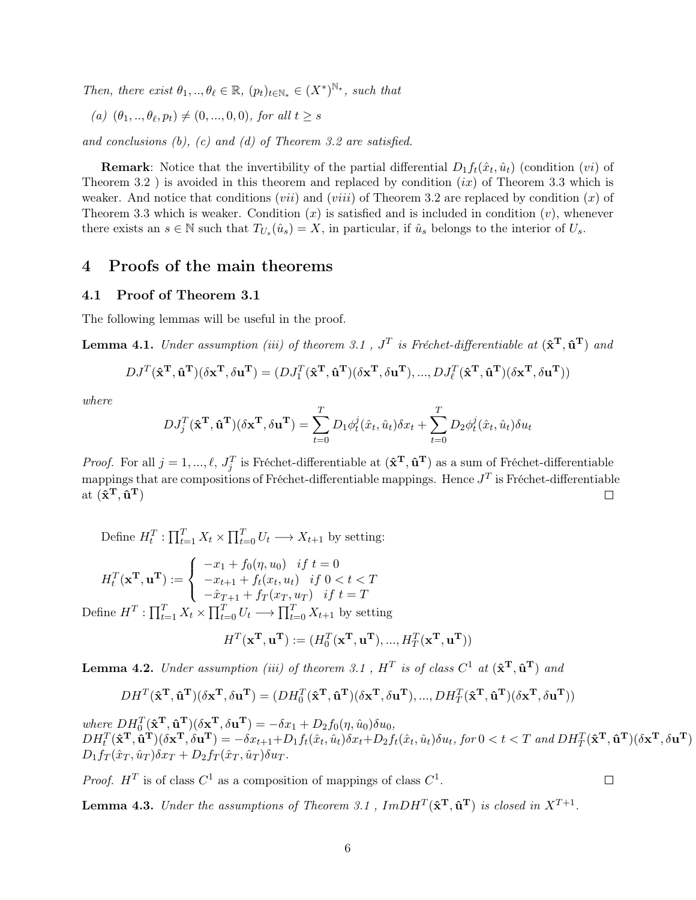*Then, there exist $\theta_1, .., \theta_\ell \in \mathbb{R}$, $(p_t)_{t \in \mathbb{N}_*} \in (X^*)^{\mathbb{N}_*}$, such that*

*(a) $(\theta_1, .., \theta_\ell, p_t) \neq (0, ..., 0, 0)$, for all $t \geq s$*

*and conclusions (b), (c) and (d) of Theorem 3.2 are satisfied.*

**Remark**: Notice that the invertibility of the partial differential $D_1 f_t(\hat{x}_t, \hat{u}_t)$ (condition $(vi)$ of Theorem 3.2 ) is avoided in this theorem and replaced by condition $(ix)$ of Theorem 3.3 which is weaker. And notice that conditions $(vii)$ and $(viii)$ of Theorem 3.2 are replaced by condition $(x)$ of Theorem 3.3 which is weaker. Condition $(x)$ is satisfied and is included in condition $(v)$, whenever there exists an $s \in \mathbb{N}$ such that $T_{U_s}(\hat{u}_s) = X$, in particular, if $\hat{u}_s$ belongs to the interior of $U_s$.

# 4 Proofs of the main theorems

## 4.1 Proof of Theorem 3.1

The following lemmas will be useful in the proof.

**Lemma 4.1.** *Under assumption (iii) of theorem 3.1 , $J^T$ is Fréchet-differentiable at $(\hat{\mathbf{x}}^{\mathbf{T}}, \hat{\mathbf{u}}^{\mathbf{T}})$ and*

$$DJ^T(\hat{\mathbf{x}}^{\mathbf{T}}, \hat{\mathbf{u}}^{\mathbf{T}})(\delta\mathbf{x}^{\mathbf{T}}, \delta\mathbf{u}^{\mathbf{T}}) = (DJ_1^T(\hat{\mathbf{x}}^{\mathbf{T}}, \hat{\mathbf{u}}^{\mathbf{T}})(\delta\mathbf{x}^{\mathbf{T}}, \delta\mathbf{u}^{\mathbf{T}}), ..., DJ_\ell^T(\hat{\mathbf{x}}^{\mathbf{T}}, \hat{\mathbf{u}}^{\mathbf{T}})(\delta\mathbf{x}^{\mathbf{T}}, \delta\mathbf{u}^{\mathbf{T}}))$$

*where*

$$DJ_j^T(\hat{\mathbf{x}}^{\mathbf{T}}, \hat{\mathbf{u}}^{\mathbf{T}})(\delta\mathbf{x}^{\mathbf{T}}, \delta\mathbf{u}^{\mathbf{T}}) = \sum_{t=0}^{T} D_1\phi_t^j(\hat{x}_t, \hat{u}_t)\delta x_t + \sum_{t=0}^{T} D_2\phi_t^j(\hat{x}_t, \hat{u}_t)\delta u_t$$

*Proof.* For all $j = 1, ..., \ell$, $J_j^T$ is Fréchet-differentiable at $(\hat{\mathbf{x}}^{\mathbf{T}}, \hat{\mathbf{u}}^{\mathbf{T}})$ as a sum of Fréchet-differentiable mappings that are compositions of Fréchet-differentiable mappings. Hence $J^T$ is Fréchet-differentiable at $(\hat{\mathbf{x}}^{\mathbf{T}}, \hat{\mathbf{u}}^{\mathbf{T}})$ □

Define $H_t^T : \prod_{t=1}^T X_t \times \prod_{t=0}^T U_t \longrightarrow X_{t+1}$ by setting:

$$H_t^T(\mathbf{x}^{\mathbf{T}}, \mathbf{u}^{\mathbf{T}}) := \begin{cases} -x_1 + f_0(\eta, u_0) & if\ t = 0 \\ -x_{t+1} + f_t(x_t, u_t) & if\ 0 < t < T \\ -\hat{x}_{T+1} + f_T(x_T, u_T) & if\ t = T \end{cases}$$

Define $H^T : \prod_{t=1}^T X_t \times \prod_{t=0}^T U_t \longrightarrow \prod_{t=0}^T X_{t+1}$ by setting

$$H^T(\mathbf{x}^{\mathbf{T}}, \mathbf{u}^{\mathbf{T}}) := (H_0^T(\mathbf{x}^{\mathbf{T}}, \mathbf{u}^{\mathbf{T}}), ..., H_T^T(\mathbf{x}^{\mathbf{T}}, \mathbf{u}^{\mathbf{T}}))$$

**Lemma 4.2.** *Under assumption (iii) of theorem 3.1 , $H^T$ is of class $C^1$ at $(\hat{\mathbf{x}}^{\mathbf{T}}, \hat{\mathbf{u}}^{\mathbf{T}})$ and*

$$DH^T(\hat{\mathbf{x}}^{\mathbf{T}}, \hat{\mathbf{u}}^{\mathbf{T}})(\delta\mathbf{x}^{\mathbf{T}}, \delta\mathbf{u}^{\mathbf{T}}) = (DH_0^T(\hat{\mathbf{x}}^{\mathbf{T}}, \hat{\mathbf{u}}^{\mathbf{T}})(\delta\mathbf{x}^{\mathbf{T}}, \delta\mathbf{u}^{\mathbf{T}}), ..., DH_T^T(\hat{\mathbf{x}}^{\mathbf{T}}, \hat{\mathbf{u}}^{\mathbf{T}})(\delta\mathbf{x}^{\mathbf{T}}, \delta\mathbf{u}^{\mathbf{T}}))$$

*where $DH_0^T(\hat{\mathbf{x}}^{\mathbf{T}}, \hat{\mathbf{u}}^{\mathbf{T}})(\delta\mathbf{x}^{\mathbf{T}}, \delta\mathbf{u}^{\mathbf{T}}) = -\delta x_1 + D_2 f_0(\eta, \hat{u}_0)\delta u_0$,*
*$DH_t^T(\hat{\mathbf{x}}^{\mathbf{T}}, \hat{\mathbf{u}}^{\mathbf{T}})(\delta\mathbf{x}^{\mathbf{T}}, \delta\mathbf{u}^{\mathbf{T}}) = -\delta x_{t+1} + D_1 f_t(\hat{x}_t, \hat{u}_t)\delta x_t + D_2 f_t(\hat{x}_t, \hat{u}_t)\delta u_t$, for $0 < t < T$ and $DH_T^T(\hat{\mathbf{x}}^{\mathbf{T}}, \hat{\mathbf{u}}^{\mathbf{T}})(\delta\mathbf{x}^{\mathbf{T}}, \delta\mathbf{u}^{\mathbf{T}})$ $D_1 f_T(\hat{x}_T, \hat{u}_T)\delta x_T + D_2 f_T(\hat{x}_T, \hat{u}_T)\delta u_T$.*

*Proof.* $H^T$ is of class $C^1$ as a composition of mappings of class $C^1$. □

**Lemma 4.3.** *Under the assumptions of Theorem 3.1 , $ImDH^T(\hat{\mathbf{x}}^{\mathbf{T}}, \hat{\mathbf{u}}^{\mathbf{T}})$ is closed in $X^{T+1}$.*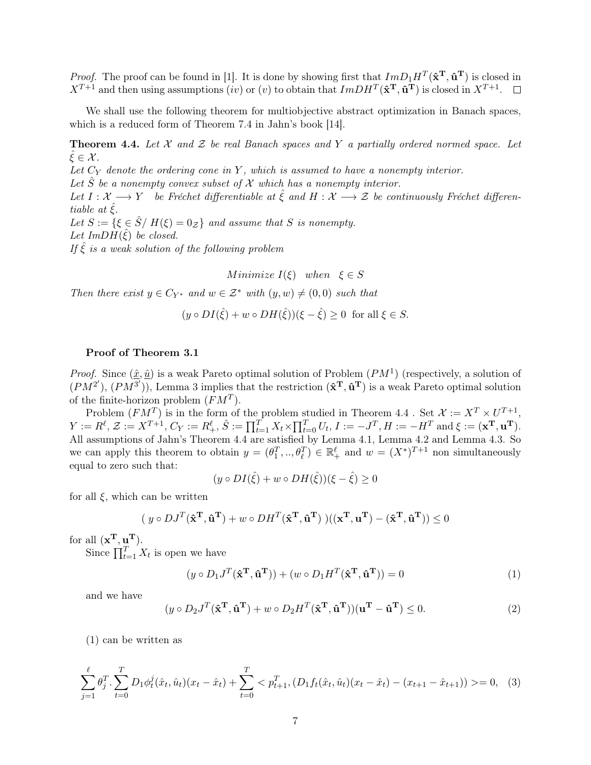*Proof.* The proof can be found in [1]. It is done by showing first that $ImD_1H^T(\hat{\mathbf{x}}^{\mathbf{T}}, \hat{\mathbf{u}}^{\mathbf{T}})$ is closed in $X^{T+1}$ and then using assumptions $(iv)$ or $(v)$ to obtain that $ImDH^T(\hat{\mathbf{x}}^{\mathbf{T}}, \hat{\mathbf{u}}^{\mathbf{T}})$ is closed in $X^{T+1}$. $\square$

We shall use the following theorem for multiobjective abstract optimization in Banach spaces, which is a reduced form of Theorem 7.4 in Jahn's book [14].

**Theorem 4.4.** *Let $\mathcal{X}$ and $\mathcal{Z}$ be real Banach spaces and $Y$ a partially ordered normed space. Let $\hat{\xi} \in \mathcal{X}$.*
*Let $C_Y$ denote the ordering cone in $Y$, which is assumed to have a nonempty interior.*
*Let $\hat{S}$ be a nonempty convex subset of $\mathcal{X}$ which has a nonempty interior.*
*Let $I : \mathcal{X} \longrightarrow Y$ be Fréchet differentiable at $\hat{\xi}$ and $H : \mathcal{X} \longrightarrow \mathcal{Z}$ be continuously Fréchet differentiable at $\hat{\xi}$.*
*Let $S := \{\xi \in \hat{S} / \; H(\xi) = 0_{\mathcal{Z}}\}$ and assume that $S$ is nonempty.*
*Let $ImDH(\hat{\xi})$ be closed.*
*If $\hat{\xi}$ is a weak solution of the following problem*

$$Minimize \; I(\xi) \quad when \quad \xi \in S$$

*Then there exist $y \in C_{Y^*}$ and $w \in \mathcal{Z}^*$ with $(y, w) \neq (0, 0)$ such that*

$$(y \circ DI(\hat{\xi}) + w \circ DH(\hat{\xi}))(\xi - \hat{\xi}) \geq 0 \;\text{ for all } \xi \in S.$$

**Proof of Theorem 3.1**

*Proof.* Since $(\underline{\hat{x}}, \underline{\hat{u}})$ is a weak Pareto optimal solution of Problem $(PM^1)$ (respectively, a solution of $(PM^{2'})$, $(PM^{3'})$), Lemma 3 implies that the restriction $(\hat{\mathbf{x}}^{\mathbf{T}}, \hat{\mathbf{u}}^{\mathbf{T}})$ is a weak Pareto optimal solution of the finite-horizon problem $(FM^T)$.

Problem $(FM^T)$ is in the form of the problem studied in Theorem 4.4 . Set $\mathcal{X} := X^T \times U^{T+1}$, $Y := R^\ell$, $\mathcal{Z} := X^{T+1}$, $C_Y := R^\ell_+$, $\hat{S} := \prod_{t=1}^T X_t \times \prod_{t=0}^T U_t$, $I := -J^T$, $H := -H^T$ and $\xi := (\mathbf{x}^{\mathbf{T}}, \mathbf{u}^{\mathbf{T}})$. All assumptions of Jahn's Theorem 4.4 are satisfied by Lemma 4.1, Lemma 4.2 and Lemma 4.3. So we can apply this theorem to obtain $y = (\theta_1^T, .., \theta_\ell^T) \in \mathbb{R}^\ell_+$ and $w = (X^*)^{T+1}$ non simultaneously equal to zero such that:

$$(y \circ DI(\hat{\xi}) + w \circ DH(\hat{\xi}))(\xi - \hat{\xi}) \geq 0$$

for all $\xi$, which can be written

$$(\; y \circ DJ^T(\hat{\mathbf{x}}^{\mathbf{T}}, \hat{\mathbf{u}}^{\mathbf{T}}) + w \circ DH^T(\hat{\mathbf{x}}^{\mathbf{T}}, \hat{\mathbf{u}}^{\mathbf{T}}) \;)((\mathbf{x}^{\mathbf{T}}, \mathbf{u}^{\mathbf{T}}) - (\hat{\mathbf{x}}^{\mathbf{T}}, \hat{\mathbf{u}}^{\mathbf{T}})) \leq 0$$

for all $(\mathbf{x}^{\mathbf{T}}, \mathbf{u}^{\mathbf{T}})$.

Since $\prod_{t=1}^T X_t$ is open we have

$$(y \circ D_1J^T(\hat{\mathbf{x}}^{\mathbf{T}}, \hat{\mathbf{u}}^{\mathbf{T}})) + (w \circ D_1H^T(\hat{\mathbf{x}}^{\mathbf{T}}, \hat{\mathbf{u}}^{\mathbf{T}})) = 0 \tag{1}$$

and we have

$$(y \circ D_2J^T(\hat{\mathbf{x}}^{\mathbf{T}}, \hat{\mathbf{u}}^{\mathbf{T}}) + w \circ D_2H^T(\hat{\mathbf{x}}^{\mathbf{T}}, \hat{\mathbf{u}}^{\mathbf{T}}))(\mathbf{u}^{\mathbf{T}} - \hat{\mathbf{u}}^{\mathbf{T}}) \leq 0. \tag{2}$$

(1) can be written as

$$\sum_{j=1}^{\ell} \theta_j^T . \sum_{t=0}^{T} D_1\phi_t^j(\hat{x}_t, \hat{u}_t)(x_t - \hat{x}_t) + \sum_{t=0}^{T} < p_{t+1}^T, (D_1f_t(\hat{x}_t, \hat{u}_t)(x_t - \hat{x}_t) - (x_{t+1} - \hat{x}_{t+1})) >= 0, \tag{3}$$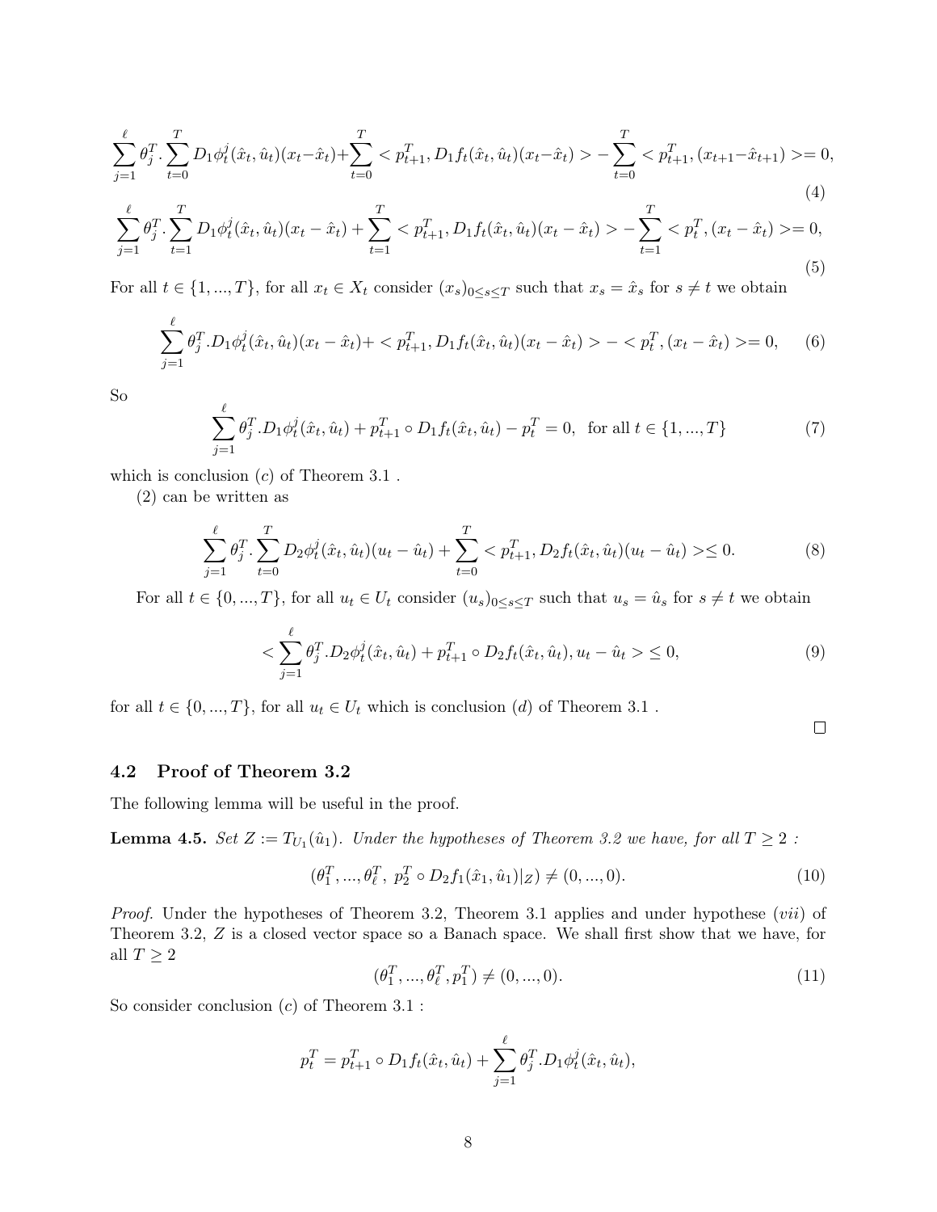$$\sum_{j=1}^{\ell} \theta_j^T . \sum_{t=0}^{T} D_1\phi_t^j(\hat{x}_t, \hat{u}_t)(x_t - \hat{x}_t) + \sum_{t=0}^{T} < p_{t+1}^T, D_1 f_t(\hat{x}_t, \hat{u}_t)(x_t - \hat{x}_t) > - \sum_{t=0}^{T} < p_{t+1}^T, (x_{t+1} - \hat{x}_{t+1}) >= 0, \tag{4}$$

$$\sum_{j=1}^{\ell} \theta_j^T . \sum_{t=1}^{T} D_1\phi_t^j(\hat{x}_t, \hat{u}_t)(x_t - \hat{x}_t) + \sum_{t=1}^{T} < p_{t+1}^T, D_1 f_t(\hat{x}_t, \hat{u}_t)(x_t - \hat{x}_t) > - \sum_{t=1}^{T} < p_t^T, (x_t - \hat{x}_t) >= 0, \tag{5}$$

For all $t \in \{1, ..., T\}$, for all $x_t \in X_t$ consider $(x_s)_{0 \le s \le T}$ such that $x_s = \hat{x}_s$ for $s \neq t$ we obtain

$$\sum_{j=1}^{\ell} \theta_j^T . D_1\phi_t^j(\hat{x}_t, \hat{u}_t)(x_t - \hat{x}_t) + < p_{t+1}^T, D_1 f_t(\hat{x}_t, \hat{u}_t)(x_t - \hat{x}_t) > - < p_t^T, (x_t - \hat{x}_t) >= 0, \tag{6}$$

So

$$\sum_{j=1}^{\ell} \theta_j^T . D_1\phi_t^j(\hat{x}_t, \hat{u}_t) + p_{t+1}^T \circ D_1 f_t(\hat{x}_t, \hat{u}_t) - p_t^T = 0, \text{ for all } t \in \{1, ..., T\} \tag{7}$$

which is conclusion $(c)$ of Theorem 3.1 .

(2) can be written as

$$\sum_{j=1}^{\ell} \theta_j^T . \sum_{t=0}^{T} D_2\phi_t^j(\hat{x}_t, \hat{u}_t)(u_t - \hat{u}_t) + \sum_{t=0}^{T} < p_{t+1}^T, D_2 f_t(\hat{x}_t, \hat{u}_t)(u_t - \hat{u}_t) > \le 0. \tag{8}$$

For all $t \in \{0, ..., T\}$, for all $u_t \in U_t$ consider $(u_s)_{0 \le s \le T}$ such that $u_s = \hat{u}_s$ for $s \neq t$ we obtain

$$< \sum_{j=1}^{\ell} \theta_j^T . D_2\phi_t^j(\hat{x}_t, \hat{u}_t) + p_{t+1}^T \circ D_2 f_t(\hat{x}_t, \hat{u}_t), u_t - \hat{u}_t > \le 0, \tag{9}$$

for all $t \in \{0, ..., T\}$, for all $u_t \in U_t$ which is conclusion $(d)$ of Theorem 3.1 .

□

## 4.2 Proof of Theorem 3.2

The following lemma will be useful in the proof.

**Lemma 4.5.** *Set $Z := T_{U_1}(\hat{u}_1)$. Under the hypotheses of Theorem 3.2 we have, for all $T \ge 2$ :*

$$(\theta_1^T, ..., \theta_\ell^T, \ p_2^T \circ D_2 f_1(\hat{x}_1, \hat{u}_1)|_Z) \neq (0, ..., 0). \tag{10}$$

*Proof.* Under the hypotheses of Theorem 3.2, Theorem 3.1 applies and under hypothese $(vii)$ of Theorem 3.2, $Z$ is a closed vector space so a Banach space. We shall first show that we have, for all $T \ge 2$

$$(\theta_1^T, ..., \theta_\ell^T, p_1^T) \neq (0, ..., 0). \tag{11}$$

So consider conclusion $(c)$ of Theorem 3.1 :

$$p_t^T = p_{t+1}^T \circ D_1 f_t(\hat{x}_t, \hat{u}_t) + \sum_{j=1}^{\ell} \theta_j^T . D_1\phi_t^j(\hat{x}_t, \hat{u}_t),$$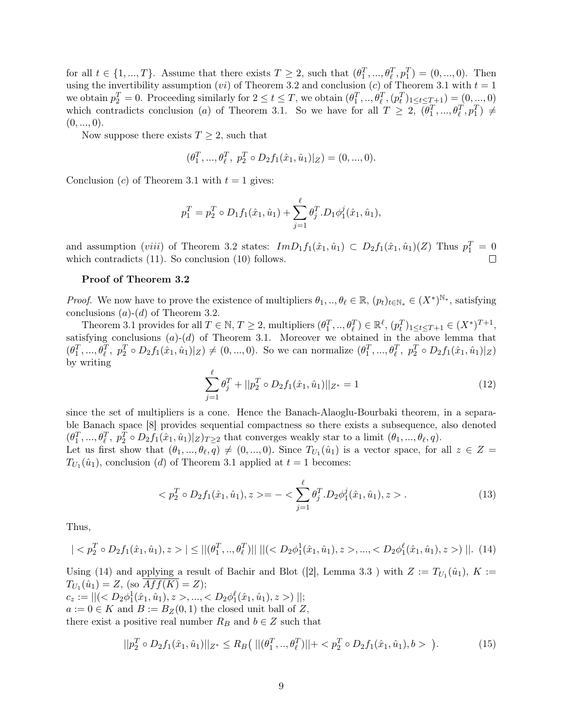for all $t \in \{1, ..., T\}$. Assume that there exists $T \geq 2$, such that $(\theta_1^T, ..., \theta_\ell^T, p_1^T) = (0, ..., 0)$. Then using the invertibility assumption $(vi)$ of Theorem 3.2 and conclusion $(c)$ of Theorem 3.1 with $t = 1$ we obtain $p_2^T = 0$. Proceeding similarly for $2 \leq t \leq T$, we obtain $(\theta_1^T, .., \theta_\ell^T, (p_t^T)_{1\leq t\leq T+1}) = (0, ..., 0)$ which contradicts conclusion $(a)$ of Theorem 3.1. So we have for all $T \geq 2$, $(\theta_1^T, ..., \theta_\ell^T, p_1^T) \neq (0, ..., 0)$.

Now suppose there exists $T \geq 2$, such that

$$(\theta_1^T, ..., \theta_\ell^T,\ p_2^T \circ D_2 f_1(\hat{x}_1, \hat{u}_1)|_Z) = (0, ..., 0).$$

Conclusion $(c)$ of Theorem 3.1 with $t = 1$ gives:

$$p_1^T = p_2^T \circ D_1 f_1(\hat{x}_1, \hat{u}_1) + \sum_{j=1}^{\ell} \theta_j^T . D_1 \phi_1^j(\hat{x}_1, \hat{u}_1),$$

and assumption $(viii)$ of Theorem 3.2 states: $Im D_1 f_1(\hat{x}_1, \hat{u}_1) \subset D_2 f_1(\hat{x}_1, \hat{u}_1)(Z)$ Thus $p_1^T = 0$ which contradicts (11). So conclusion (10) follows. □

**Proof of Theorem 3.2**

*Proof.* We now have to prove the existence of multipliers $\theta_1, .., \theta_\ell \in \mathbb{R}$, $(p_t)_{t\in\mathbb{N}_*} \in (X^*)^{\mathbb{N}_*}$, satisfying conclusions $(a)$-$(d)$ of Theorem 3.2.

Theorem 3.1 provides for all $T \in \mathbb{N}$, $T \geq 2$, multipliers $(\theta_1^T, .., \theta_\ell^T) \in \mathbb{R}^\ell$, $(p_t^T)_{1\leq t\leq T+1} \in (X^*)^{T+1}$, satisfying conclusions $(a)$-$(d)$ of Theorem 3.1. Moreover we obtained in the above lemma that $(\theta_1^T, ..., \theta_\ell^T,\ p_2^T \circ D_2 f_1(\hat{x}_1, \hat{u}_1)|_Z) \neq (0, ..., 0)$. So we can normalize $(\theta_1^T, ..., \theta_\ell^T,\ p_2^T \circ D_2 f_1(\hat{x}_1, \hat{u}_1)|_Z)$ by writing

$$\sum_{j=1}^{\ell} \theta_j^T + ||p_2^T \circ D_2 f_1(\hat{x}_1, \hat{u}_1)||_{Z^*} = 1 \tag{12}$$

since the set of multipliers is a cone. Hence the Banach-Alaoglu-Bourbaki theorem, in a separable Banach space [8] provides sequential compactness so there exists a subsequence, also denoted $(\theta_1^T, ..., \theta_\ell^T,\ p_2^T \circ D_2 f_1(\hat{x}_1, \hat{u}_1)|_Z)_{T\geq 2}$ that converges weakly star to a limit $(\theta_1, ..., \theta_\ell, q)$.
Let us first show that $(\theta_1, ..., \theta_\ell, q) \neq (0, ..., 0)$. Since $T_{U_1}(\hat{u}_1)$ is a vector space, for all $z \in Z = T_{U_1}(\hat{u}_1)$, conclusion $(d)$ of Theorem 3.1 applied at $t = 1$ becomes:

$$< p_2^T \circ D_2 f_1(\hat{x}_1, \hat{u}_1), z > = - < \sum_{j=1}^{\ell} \theta_j^T . D_2 \phi_1^j(\hat{x}_1, \hat{u}_1), z > . \tag{13}$$

Thus,

$$| < p_2^T \circ D_2 f_1(\hat{x}_1, \hat{u}_1), z > | \leq ||(\theta_1^T, .., \theta_\ell^T)||\ ||(< D_2 \phi_1^1(\hat{x}_1, \hat{u}_1), z >, ..., < D_2 \phi_1^\ell(\hat{x}_1, \hat{u}_1), z >)\ ||. \tag{14}$$

Using (14) and applying a result of Bachir and Blot ([2], Lemma 3.3 ) with $Z := T_{U_1}(\hat{u}_1)$, $K := T_{U_1}(\hat{u}_1) = Z$, (so $\overline{Aff(K)} = Z$);
$c_z := ||(< D_2 \phi_1^1(\hat{x}_1, \hat{u}_1), z >, ..., < D_2 \phi_1^\ell(\hat{x}_1, \hat{u}_1), z >)\ ||$;
$a := 0 \in K$ and $B := B_Z(0, 1)$ the closed unit ball of $Z$,
there exist a positive real number $R_B$ and $b \in Z$ such that

$$||p_2^T \circ D_2 f_1(\hat{x}_1, \hat{u}_1)||_{Z^*} \leq R_B\big(\ ||(\theta_1^T, .., \theta_\ell^T)|| + < p_2^T \circ D_2 f_1(\hat{x}_1, \hat{u}_1), b >\ \big). \tag{15}$$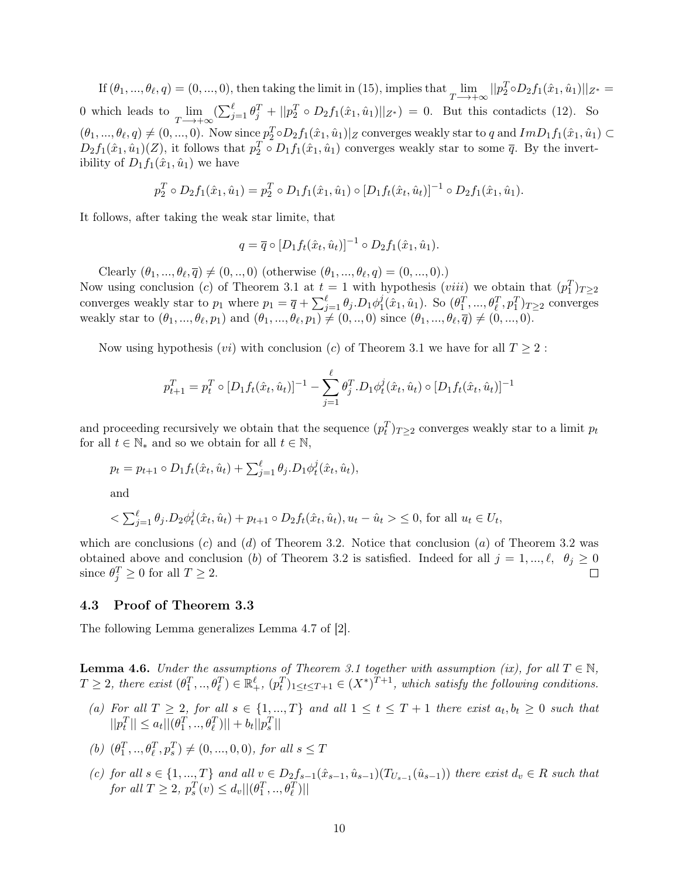If $(\theta_1, ..., \theta_\ell, q) = (0, ..., 0)$, then taking the limit in (15), implies that $\lim_{T \longrightarrow +\infty} ||p_2^T \circ D_2 f_1(\hat{x}_1, \hat{u}_1)||_{Z^*} = 0$ which leads to $\lim_{T \longrightarrow +\infty} (\sum_{j=1}^{\ell} \theta_j^T + ||p_2^T \circ D_2 f_1(\hat{x}_1, \hat{u}_1)||_{Z^*}) = 0$. But this contadicts (12). So $(\theta_1, ..., \theta_\ell, q) \neq (0, ..., 0)$. Now since $p_2^T \circ D_2 f_1(\hat{x}_1, \hat{u}_1)|_Z$ converges weakly star to $q$ and $Im D_1 f_1(\hat{x}_1, \hat{u}_1) \subset D_2 f_1(\hat{x}_1, \hat{u}_1)(Z)$, it follows that $p_2^T \circ D_1 f_1(\hat{x}_1, \hat{u}_1)$ converges weakly star to some $\overline{q}$. By the invertibility of $D_1 f_1(\hat{x}_1, \hat{u}_1)$ we have

$$p_2^T \circ D_2 f_1(\hat{x}_1, \hat{u}_1) = p_2^T \circ D_1 f_1(\hat{x}_1, \hat{u}_1) \circ [D_1 f_t(\hat{x}_t, \hat{u}_t)]^{-1} \circ D_2 f_1(\hat{x}_1, \hat{u}_1).$$

It follows, after taking the weak star limite, that

$$q = \overline{q} \circ [D_1 f_t(\hat{x}_t, \hat{u}_t)]^{-1} \circ D_2 f_1(\hat{x}_1, \hat{u}_1).$$

Clearly $(\theta_1, ..., \theta_\ell, \overline{q}) \neq (0, .., 0)$ (otherwise $(\theta_1, ..., \theta_\ell, q) = (0, ..., 0)$.)
Now using conclusion $(c)$ of Theorem 3.1 at $t = 1$ with hypothesis $(viii)$ we obtain that $(p_1^T)_{T \geq 2}$ converges weakly star to $p_1$ where $p_1 = \overline{q} + \sum_{j=1}^{\ell} \theta_j . D_1 \phi_1^j(\hat{x}_1, \hat{u}_1)$. So $(\theta_1^T, ..., \theta_\ell^T, p_1^T)_{T \geq 2}$ converges weakly star to $(\theta_1, ..., \theta_\ell, p_1)$ and $(\theta_1, ..., \theta_\ell, p_1) \neq (0, .., 0)$ since $(\theta_1, ..., \theta_\ell, \overline{q}) \neq (0, ..., 0)$.

Now using hypothesis $(vi)$ with conclusion $(c)$ of Theorem 3.1 we have for all $T \geq 2$ :

$$p_{t+1}^T = p_t^T \circ [D_1 f_t(\hat{x}_t, \hat{u}_t)]^{-1} - \sum_{j=1}^{\ell} \theta_j^T . D_1 \phi_t^j(\hat{x}_t, \hat{u}_t) \circ [D_1 f_t(\hat{x}_t, \hat{u}_t)]^{-1}$$

and proceeding recursively we obtain that the sequence $(p_t^T)_{T \geq 2}$ converges weakly star to a limit $p_t$ for all $t \in \mathbb{N}_*$ and so we obtain for all $t \in \mathbb{N}$,

$p_t = p_{t+1} \circ D_1 f_t(\hat{x}_t, \hat{u}_t) + \sum_{j=1}^{\ell} \theta_j . D_1 \phi_t^j(\hat{x}_t, \hat{u}_t)$,

and

$< \sum_{j=1}^{\ell} \theta_j . D_2 \phi_t^j(\hat{x}_t, \hat{u}_t) + p_{t+1} \circ D_2 f_t(\hat{x}_t, \hat{u}_t), u_t - \hat{u}_t > \leq 0$, for all $u_t \in U_t$,

which are conclusions $(c)$ and $(d)$ of Theorem 3.2. Notice that conclusion $(a)$ of Theorem 3.2 was obtained above and conclusion $(b)$ of Theorem 3.2 is satisfied. Indeed for all $j = 1, ..., \ell$, $\theta_j \geq 0$ since $\theta_j^T \geq 0$ for all $T \geq 2$. □

### 4.3 Proof of Theorem 3.3

The following Lemma generalizes Lemma 4.7 of [2].

**Lemma 4.6.** *Under the assumptions of Theorem 3.1 together with assumption (ix), for all $T \in \mathbb{N}$, $T \geq 2$, there exist $(\theta_1^T, .., \theta_\ell^T) \in \mathbb{R}_+^\ell$, $(p_t^T)_{1 \leq t \leq T+1} \in (X^*)^{T+1}$, which satisfy the following conditions.*

- *(a) For all $T \geq 2$, for all $s \in \{1, ..., T\}$ and all $1 \leq t \leq T+1$ there exist $a_t, b_t \geq 0$ such that $||p_t^T|| \leq a_t ||(\theta_1^T, .., \theta_\ell^T)|| + b_t ||p_s^T||$*
- *(b) $(\theta_1^T, .., \theta_\ell^T, p_s^T) \neq (0, ..., 0, 0)$, for all $s \leq T$*
- *(c) for all $s \in \{1, ..., T\}$ and all $v \in D_2 f_{s-1}(\hat{x}_{s-1}, \hat{u}_{s-1})(T_{U_{s-1}}(\hat{u}_{s-1}))$ there exist $d_v \in R$ such that for all $T \geq 2$, $p_s^T(v) \leq d_v ||(\theta_1^T, .., \theta_\ell^T)||$*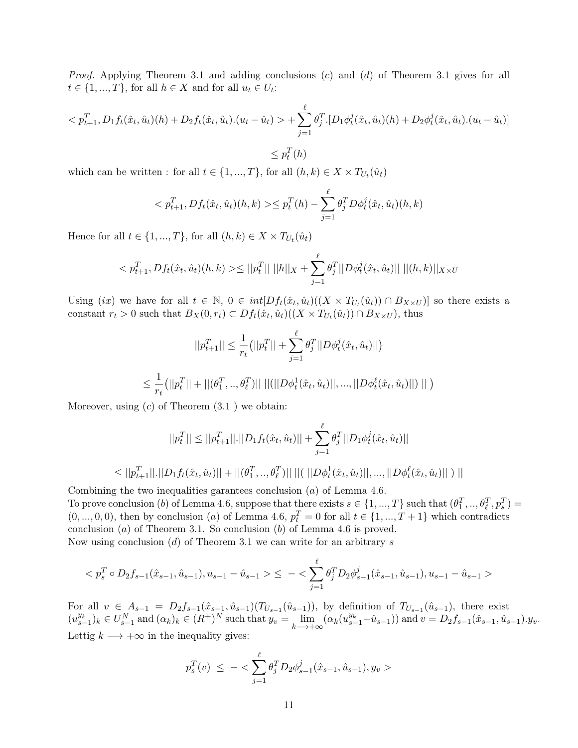*Proof.* Applying Theorem 3.1 and adding conclusions $(c)$ and $(d)$ of Theorem 3.1 gives for all $t \in \{1, ..., T\}$, for all $h \in X$ and for all $u_t \in U_t$:

$$< p_{t+1}^T, D_1 f_t(\hat{x}_t, \hat{u}_t)(h) + D_2 f_t(\hat{x}_t, \hat{u}_t).(u_t - \hat{u}_t) > + \sum_{j=1}^{\ell} \theta_j^T.[D_1\phi_t^j(\hat{x}_t, \hat{u}_t)(h) + D_2\phi_t^j(\hat{x}_t, \hat{u}_t).(u_t - \hat{u}_t)]$$

$$\leq p_t^T(h)$$

which can be written : for all $t \in \{1, ..., T\}$, for all $(h, k) \in X \times T_{U_t}(\hat{u}_t)$

$$< p_{t+1}^T, Df_t(\hat{x}_t, \hat{u}_t)(h, k) > \leq p_t^T(h) - \sum_{j=1}^{\ell} \theta_j^T D\phi_t^j(\hat{x}_t, \hat{u}_t)(h, k)$$

Hence for all $t \in \{1, ..., T\}$, for all $(h, k) \in X \times T_{U_t}(\hat{u}_t)$

$$< p_{t+1}^T, Df_t(\hat{x}_t, \hat{u}_t)(h, k) > \leq ||p_t^T||\ ||h||_X + \sum_{j=1}^{\ell} \theta_j^T ||D\phi_t^j(\hat{x}_t, \hat{u}_t)||\ ||(h, k)||_{X\times U}$$

Using $(ix)$ we have for all $t \in \mathbb{N}$, $0 \in int[Df_t(\hat{x}_t, \hat{u}_t)((X \times T_{U_t}(\hat{u}_t)) \cap B_{X\times U})]$ so there exists a constant $r_t > 0$ such that $B_X(0, r_t) \subset Df_t(\hat{x}_t, \hat{u}_t)((X \times T_{U_t}(\hat{u}_t)) \cap B_{X\times U})$, thus

$$||p_{t+1}^T|| \leq \frac{1}{r_t}\big(||p_t^T|| + \sum_{j=1}^{\ell} \theta_j^T ||D\phi_t^j(\hat{x}_t, \hat{u}_t)||\big)$$

$$\leq \frac{1}{r_t}\big(||p_t^T|| + ||(\theta_1^T, .., \theta_\ell^T)||\ ||(||D\phi_t^1(\hat{x}_t, \hat{u}_t)||, ..., ||D\phi_t^\ell(\hat{x}_t, \hat{u}_t)||)\ ||\ \big)$$

Moreover, using $(c)$ of Theorem (3.1 ) we obtain:

$$||p_t^T|| \leq ||p_{t+1}^T||.||D_1 f_t(\hat{x}_t, \hat{u}_t)|| + \sum_{j=1}^{\ell} \theta_j^T ||D_1\phi_t^j(\hat{x}_t, \hat{u}_t)||$$

$$\leq ||p_{t+1}^T||.||D_1 f_t(\hat{x}_t, \hat{u}_t)|| + ||(\theta_1^T, .., \theta_\ell^T)||\ ||(\ ||D\phi_t^1(\hat{x}_t, \hat{u}_t)||, ..., ||D\phi_t^\ell(\hat{x}_t, \hat{u}_t)||\ )\ ||$$

Combining the two inequalities garantees conclusion $(a)$ of Lemma 4.6.
To prove conclusion $(b)$ of Lemma 4.6, suppose that there exists $s \in \{1, ..., T\}$ such that $(\theta_1^T, .., \theta_\ell^T, p_s^T) = (0, ..., 0, 0)$, then by conclusion $(a)$ of Lemma 4.6, $p_t^T = 0$ for all $t \in \{1, ..., T+1\}$ which contradicts conclusion $(a)$ of Theorem 3.1. So conclusion $(b)$ of Lemma 4.6 is proved.
Now using conclusion $(d)$ of Theorem 3.1 we can write for an arbitrary $s$

$$< p_s^T \circ D_2 f_{s-1}(\hat{x}_{s-1}, \hat{u}_{s-1}), u_{s-1} - \hat{u}_{s-1} > \leq\ - < \sum_{j=1}^{\ell} \theta_j^T D_2\phi_{s-1}^j(\hat{x}_{s-1}, \hat{u}_{s-1}), u_{s-1} - \hat{u}_{s-1} >$$

For all $v \in A_{s-1} = D_2 f_{s-1}(\hat{x}_{s-1}, \hat{u}_{s-1})(T_{U_{s-1}}(\hat{u}_{s-1}))$, by definition of $T_{U_{s-1}}(\hat{u}_{s-1})$, there exist $(u_{s-1}^{y_k})_k \in U_{s-1}^N$ and $(\alpha_k)_k \in (R^+)^N$ such that $y_v = \lim_{k\longrightarrow+\infty}(\alpha_k(u_{s-1}^{y_k} - \hat{u}_{s-1}))$ and $v = D_2 f_{s-1}(\hat{x}_{s-1}, \hat{u}_{s-1}).y_v$.
Lettig $k \longrightarrow +\infty$ in the inequality gives:

$$p_s^T(v)\ \leq\ - < \sum_{j=1}^{\ell} \theta_j^T D_2\phi_{s-1}^j(\hat{x}_{s-1}, \hat{u}_{s-1}), y_v >$$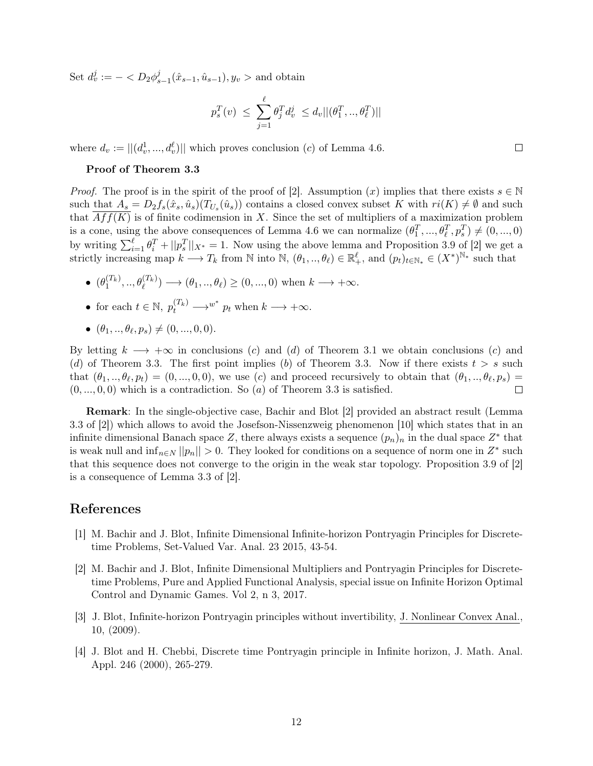Set $d_v^j := - < D_2\phi_{s-1}^j(\hat{x}_{s-1}, \hat{u}_{s-1}), y_v >$ and obtain

$$p_s^T(v) \leq \sum_{j=1}^{\ell} \theta_j^T d_v^j \leq d_v ||(\theta_1^T, .., \theta_\ell^T)||$$

where $d_v := ||(d_v^1, ..., d_v^\ell)||$ which proves conclusion $(c)$ of Lemma 4.6. □

**Proof of Theorem 3.3**

*Proof.* The proof is in the spirit of the proof of [2]. Assumption $(x)$ implies that there exists $s \in \mathbb{N}$ such that $A_s = D_2 f_s(\hat{x}_s, \hat{u}_s)(T_{U_s}(\hat{u}_s))$ contains a closed convex subset $K$ with $ri(K) \neq \emptyset$ and such that $\overline{Aff(K)}$ is of finite codimension in $X$. Since the set of multipliers of a maximization problem is a cone, using the above consequences of Lemma 4.6 we can normalize $(\theta_1^T, ..., \theta_\ell^T, p_s^T) \neq (0, ..., 0)$ by writing $\sum_{i=1}^{\ell} \theta_i^T + ||p_s^T||_{X^*} = 1$. Now using the above lemma and Proposition 3.9 of [2] we get a strictly increasing map $k \longrightarrow T_k$ from $\mathbb{N}$ into $\mathbb{N}$, $(\theta_1, .., \theta_\ell) \in \mathbb{R}_+^\ell$, and $(p_t)_{t \in \mathbb{N}_*} \in (X^*)^{\mathbb{N}_*}$ such that

- $(\theta_1^{(T_k)}, .., \theta_\ell^{(T_k)}) \longrightarrow (\theta_1, .., \theta_\ell) \geq (0, ..., 0)$ when $k \longrightarrow +\infty$.
- for each $t \in \mathbb{N}$, $p_t^{(T_k)} \longrightarrow^{w^*} p_t$ when $k \longrightarrow +\infty$.
- $(\theta_1, .., \theta_\ell, p_s) \neq (0, ..., 0, 0)$.

By letting $k \longrightarrow +\infty$ in conclusions $(c)$ and $(d)$ of Theorem 3.1 we obtain conclusions $(c)$ and $(d)$ of Theorem 3.3. The first point implies $(b)$ of Theorem 3.3. Now if there exists $t > s$ such that $(\theta_1, .., \theta_\ell, p_t) = (0, ..., 0, 0)$, we use $(c)$ and proceed recursively to obtain that $(\theta_1, .., \theta_\ell, p_s) = (0, ..., 0, 0)$ which is a contradiction. So $(a)$ of Theorem 3.3 is satisfied. □

**Remark**: In the single-objective case, Bachir and Blot [2] provided an abstract result (Lemma 3.3 of [2]) which allows to avoid the Josefson-Nissenzweig phenomenon [10] which states that in an infinite dimensional Banach space $Z$, there always exists a sequence $(p_n)_n$ in the dual space $Z^*$ that is weak null and $\inf_{n \in N} ||p_n|| > 0$. They looked for conditions on a sequence of norm one in $Z^*$ such that this sequence does not converge to the origin in the weak star topology. Proposition 3.9 of [2] is a consequence of Lemma 3.3 of [2].

## References

[1] M. Bachir and J. Blot, Infinite Dimensional Infinite-horizon Pontryagin Principles for Discrete-time Problems, Set-Valued Var. Anal. 23 2015, 43-54.

[2] M. Bachir and J. Blot, Infinite Dimensional Multipliers and Pontryagin Principles for Discrete-time Problems, Pure and Applied Functional Analysis, special issue on Infinite Horizon Optimal Control and Dynamic Games. Vol 2, n 3, 2017.

[3] J. Blot, Infinite-horizon Pontryagin principles without invertibility, J. Nonlinear Convex Anal., 10, (2009).

[4] J. Blot and H. Chebbi, Discrete time Pontryagin principle in Infinite horizon, J. Math. Anal. Appl. 246 (2000), 265-279.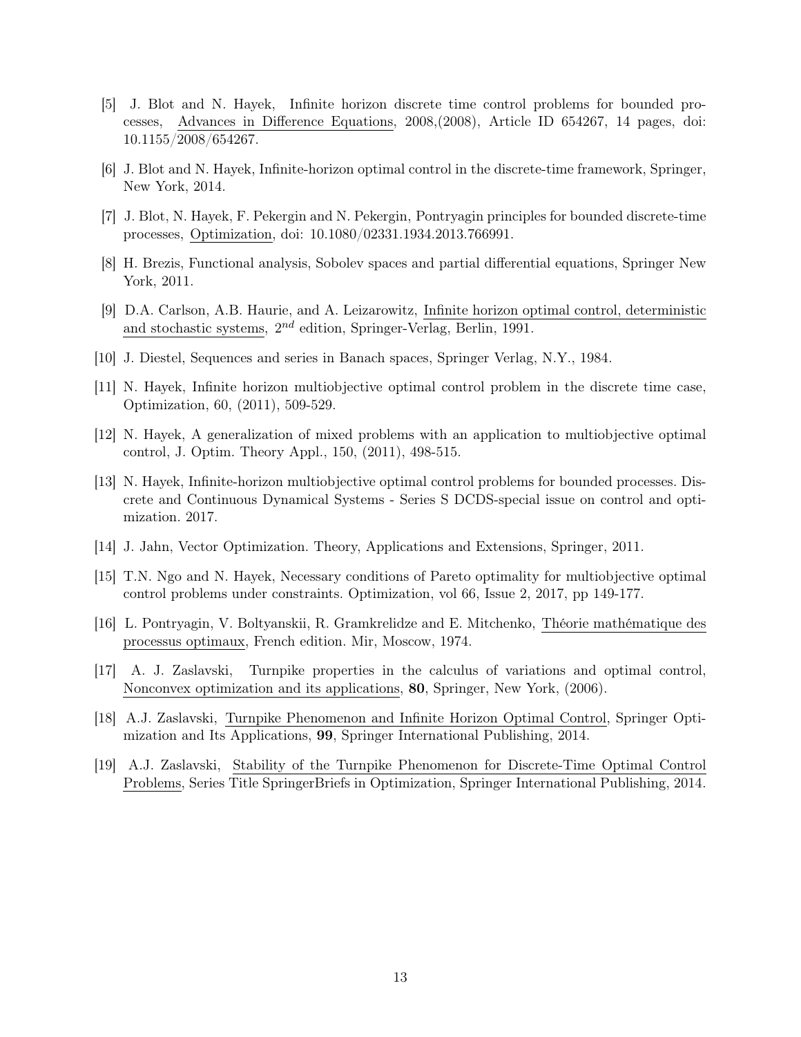[5] J. Blot and N. Hayek, Infinite horizon discrete time control problems for bounded processes, Advances in Difference Equations, 2008,(2008), Article ID 654267, 14 pages, doi: 10.1155/2008/654267.

[6] J. Blot and N. Hayek, Infinite-horizon optimal control in the discrete-time framework, Springer, New York, 2014.

[7] J. Blot, N. Hayek, F. Pekergin and N. Pekergin, Pontryagin principles for bounded discrete-time processes, Optimization, doi: 10.1080/02331.1934.2013.766991.

[8] H. Brezis, Functional analysis, Sobolev spaces and partial differential equations, Springer New York, 2011.

[9] D.A. Carlson, A.B. Haurie, and A. Leizarowitz, Infinite horizon optimal control, deterministic and stochastic systems, $2^{nd}$ edition, Springer-Verlag, Berlin, 1991.

[10] J. Diestel, Sequences and series in Banach spaces, Springer Verlag, N.Y., 1984.

[11] N. Hayek, Infinite horizon multiobjective optimal control problem in the discrete time case, Optimization, 60, (2011), 509-529.

[12] N. Hayek, A generalization of mixed problems with an application to multiobjective optimal control, J. Optim. Theory Appl., 150, (2011), 498-515.

[13] N. Hayek, Infinite-horizon multiobjective optimal control problems for bounded processes. Discrete and Continuous Dynamical Systems - Series S DCDS-special issue on control and optimization. 2017.

[14] J. Jahn, Vector Optimization. Theory, Applications and Extensions, Springer, 2011.

[15] T.N. Ngo and N. Hayek, Necessary conditions of Pareto optimality for multiobjective optimal control problems under constraints. Optimization, vol 66, Issue 2, 2017, pp 149-177.

[16] L. Pontryagin, V. Boltyanskii, R. Gramkrelidze and E. Mitchenko, Théorie mathématique des processus optimaux, French edition. Mir, Moscow, 1974.

[17] A. J. Zaslavski, Turnpike properties in the calculus of variations and optimal control, Nonconvex optimization and its applications, **80**, Springer, New York, (2006).

[18] A.J. Zaslavski, Turnpike Phenomenon and Infinite Horizon Optimal Control, Springer Optimization and Its Applications, **99**, Springer International Publishing, 2014.

[19] A.J. Zaslavski, Stability of the Turnpike Phenomenon for Discrete-Time Optimal Control Problems, Series Title SpringerBriefs in Optimization, Springer International Publishing, 2014.